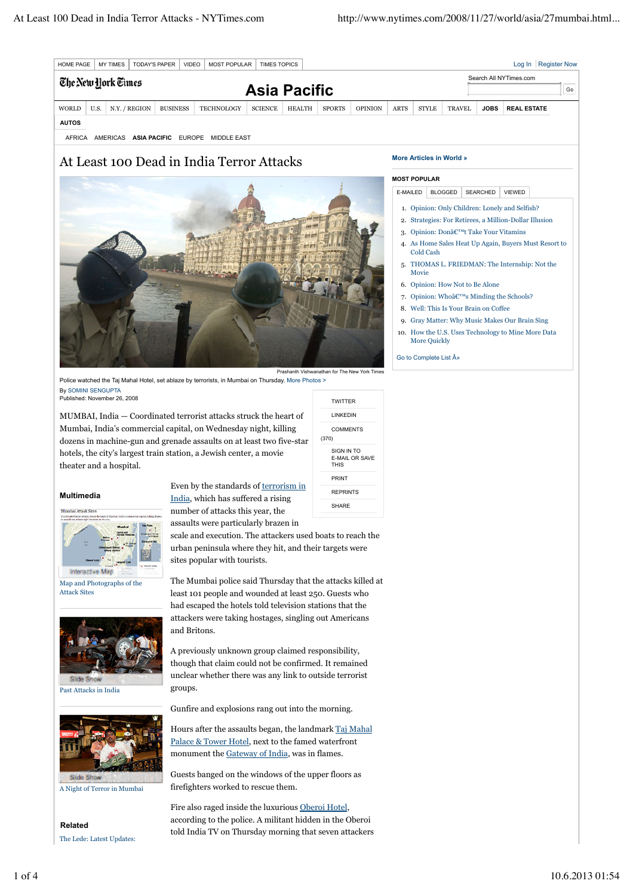HOME PAGE | MY TIMES | TODAY'S PAPER | VIDEO | MOST POPULAR | TIMES TOPICS

Log In | Register Now

The New York Times

# Asia Pacific

Search All NYTimes.com

Go

WORLD | U.S. | N.Y. / REGION | BUSINESS | TECHNOLOGY | SCIENCE | HEALTH | SPORTS | OPINION | ARTS | STYLE | TRAVEL | JOBS | REAL ESTATE | AUTOS

AFRICA | AMERICAS | ASIA PACIFIC | EUROPE | MIDDLE EAST

# At Least 100 Dead in India Terror Attacks

Prashanth Vishwanathan for The New York Times

Police watched the Taj Mahal Hotel, set ablaze by terrorists, in Mumbai on Thursday. More Photos >

By SOMINI SENGUPTA
Published: November 26, 2008

MUMBAI, India — Coordinated terrorist attacks struck the heart of Mumbai, India's commercial capital, on Wednesday night, killing dozens in machine-gun and grenade assaults on at least two five-star hotels, the city's largest train station, a Jewish center, a movie theater and a hospital.

Even by the standards of terrorism in India, which has suffered a rising number of attacks this year, the assaults were particularly brazen in scale and execution. The attackers used boats to reach the urban peninsula where they hit, and their targets were sites popular with tourists.

The Mumbai police said Thursday that the attacks killed at least 101 people and wounded at least 250. Guests who had escaped the hotels told television stations that the attackers were taking hostages, singling out Americans and Britons.

A previously unknown group claimed responsibility, though that claim could not be confirmed. It remained unclear whether there was any link to outside terrorist groups.

Gunfire and explosions rang out into the morning.

Hours after the assaults began, the landmark Taj Mahal Palace & Tower Hotel, next to the famed waterfront monument the Gateway of India, was in flames.

Guests banged on the windows of the upper floors as firefighters worked to rescue them.

Fire also raged inside the luxurious Oberoi Hotel, according to the police. A militant hidden in the Oberoi told India TV on Thursday morning that seven attackers

TWITTER
LINKEDIN
COMMENTS (370)
SIGN IN TO E-MAIL OR SAVE THIS
PRINT
REPRINTS
SHARE

**Multimedia**

Map and Photographs of the Attack Sites

Past Attacks in India

A Night of Terror in Mumbai

**Related**

The Lede: Latest Updates:

More Articles in World »

**MOST POPULAR**

E-MAILED | BLOGGED | SEARCHED | VIEWED

1. Opinion: Only Children: Lonely and Selfish?
2. Strategies: For Retirees, a Million-Dollar Illusion
3. Opinion: Donâ€™t Take Your Vitamins
4. As Home Sales Heat Up Again, Buyers Must Resort to Cold Cash
5. THOMAS L. FRIEDMAN: The Internship: Not the Movie
6. Opinion: How Not to Be Alone
7. Opinion: Whoâ€™s Minding the Schools?
8. Well: This Is Your Brain on Coffee
9. Gray Matter: Why Music Makes Our Brain Sing
10. How the U.S. Uses Technology to Mine More Data More Quickly

Go to Complete List Â»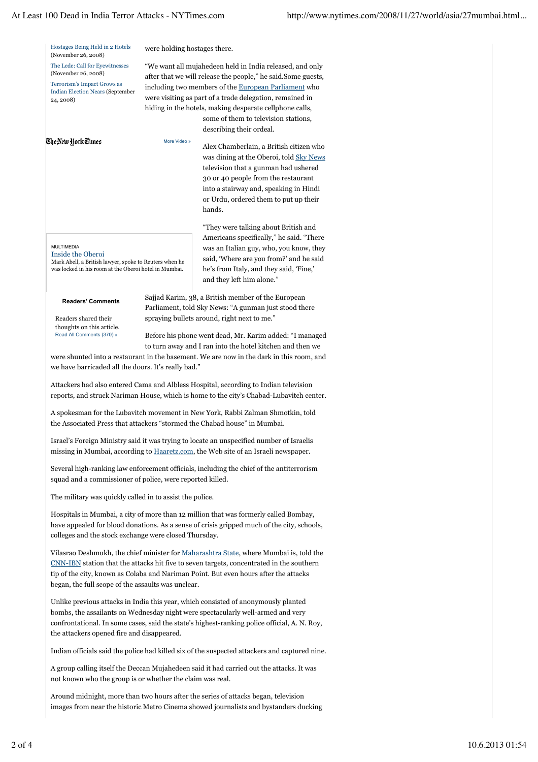Hostages Being Held in 2 Hotels (November 26, 2008)

The Lede: Call for Eyewitnesses (November 26, 2008)

Terrorism's Impact Grows as Indian Election Nears (September 24, 2008)

were holding hostages there.

"We want all mujahedeen held in India released, and only after that we will release the people," he said.Some guests, including two members of the European Parliament who were visiting as part of a trade delegation, remained in hiding in the hotels, making desperate cellphone calls, some of them to television stations, describing their ordeal.

The New York Times

More Video »

Alex Chamberlain, a British citizen who was dining at the Oberoi, told Sky News television that a gunman had ushered 30 or 40 people from the restaurant into a stairway and, speaking in Hindi or Urdu, ordered them to put up their hands.

MULTIMEDIA

Inside the Oberoi

Mark Abell, a British lawyer, spoke to Reuters when he was locked in his room at the Oberoi hotel in Mumbai.

"They were talking about British and Americans specifically," he said. "There was an Italian guy, who, you know, they said, 'Where are you from?' and he said he's from Italy, and they said, 'Fine,' and they left him alone."

**Readers' Comments**

Readers shared their thoughts on this article.
Read All Comments (370) »

Sajjad Karim, 38, a British member of the European Parliament, told Sky News: "A gunman just stood there spraying bullets around, right next to me."

Before his phone went dead, Mr. Karim added: "I managed to turn away and I ran into the hotel kitchen and then we were shunted into a restaurant in the basement. We are now in the dark in this room, and we have barricaded all the doors. It's really bad."

Attackers had also entered Cama and Albless Hospital, according to Indian television reports, and struck Nariman House, which is home to the city's Chabad-Lubavitch center.

A spokesman for the Lubavitch movement in New York, Rabbi Zalman Shmotkin, told the Associated Press that attackers "stormed the Chabad house" in Mumbai.

Israel's Foreign Ministry said it was trying to locate an unspecified number of Israelis missing in Mumbai, according to Haaretz.com, the Web site of an Israeli newspaper.

Several high-ranking law enforcement officials, including the chief of the antiterrorism squad and a commissioner of police, were reported killed.

The military was quickly called in to assist the police.

Hospitals in Mumbai, a city of more than 12 million that was formerly called Bombay, have appealed for blood donations. As a sense of crisis gripped much of the city, schools, colleges and the stock exchange were closed Thursday.

Vilasrao Deshmukh, the chief minister for Maharashtra State, where Mumbai is, told the CNN-IBN station that the attacks hit five to seven targets, concentrated in the southern tip of the city, known as Colaba and Nariman Point. But even hours after the attacks began, the full scope of the assaults was unclear.

Unlike previous attacks in India this year, which consisted of anonymously planted bombs, the assailants on Wednesday night were spectacularly well-armed and very confrontational. In some cases, said the state's highest-ranking police official, A. N. Roy, the attackers opened fire and disappeared.

Indian officials said the police had killed six of the suspected attackers and captured nine.

A group calling itself the Deccan Mujahedeen said it had carried out the attacks. It was not known who the group is or whether the claim was real.

Around midnight, more than two hours after the series of attacks began, television images from near the historic Metro Cinema showed journalists and bystanders ducking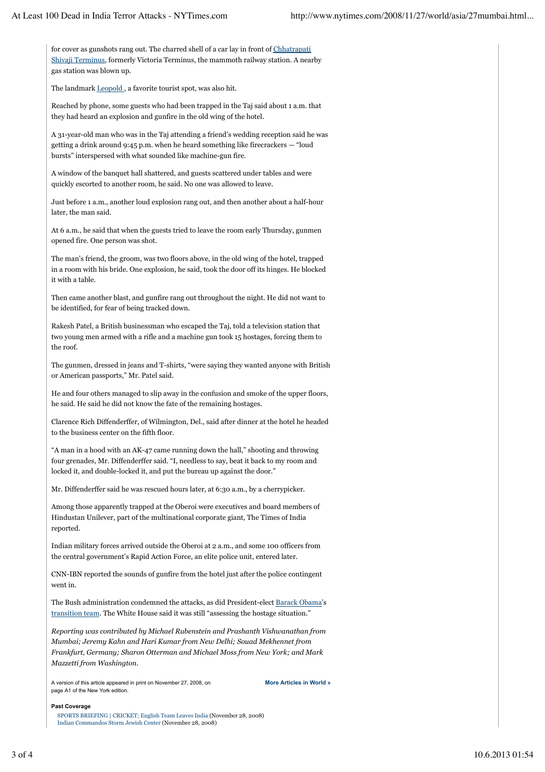for cover as gunshots rang out. The charred shell of a car lay in front of Chhatrapati Shivaji Terminus, formerly Victoria Terminus, the mammoth railway station. A nearby gas station was blown up.

The landmark Leopold , a favorite tourist spot, was also hit.

Reached by phone, some guests who had been trapped in the Taj said about 1 a.m. that they had heard an explosion and gunfire in the old wing of the hotel.

A 31-year-old man who was in the Taj attending a friend's wedding reception said he was getting a drink around 9:45 p.m. when he heard something like firecrackers — "loud bursts" interspersed with what sounded like machine-gun fire.

A window of the banquet hall shattered, and guests scattered under tables and were quickly escorted to another room, he said. No one was allowed to leave.

Just before 1 a.m., another loud explosion rang out, and then another about a half-hour later, the man said.

At 6 a.m., he said that when the guests tried to leave the room early Thursday, gunmen opened fire. One person was shot.

The man's friend, the groom, was two floors above, in the old wing of the hotel, trapped in a room with his bride. One explosion, he said, took the door off its hinges. He blocked it with a table.

Then came another blast, and gunfire rang out throughout the night. He did not want to be identified, for fear of being tracked down.

Rakesh Patel, a British businessman who escaped the Taj, told a television station that two young men armed with a rifle and a machine gun took 15 hostages, forcing them to the roof.

The gunmen, dressed in jeans and T-shirts, "were saying they wanted anyone with British or American passports," Mr. Patel said.

He and four others managed to slip away in the confusion and smoke of the upper floors, he said. He said he did not know the fate of the remaining hostages.

Clarence Rich Diffenderffer, of Wilmington, Del., said after dinner at the hotel he headed to the business center on the fifth floor.

"A man in a hood with an AK-47 came running down the hall," shooting and throwing four grenades, Mr. Diffenderffer said. "I, needless to say, beat it back to my room and locked it, and double-locked it, and put the bureau up against the door."

Mr. Diffenderffer said he was rescued hours later, at 6:30 a.m., by a cherrypicker.

Among those apparently trapped at the Oberoi were executives and board members of Hindustan Unilever, part of the multinational corporate giant, The Times of India reported.

Indian military forces arrived outside the Oberoi at 2 a.m., and some 100 officers from the central government's Rapid Action Force, an elite police unit, entered later.

CNN-IBN reported the sounds of gunfire from the hotel just after the police contingent went in.

The Bush administration condemned the attacks, as did President-elect Barack Obama's transition team. The White House said it was still "assessing the hostage situation."

*Reporting was contributed by Michael Rubenstein and Prashanth Vishwanathan from Mumbai; Jeremy Kahn and Hari Kumar from New Delhi; Souad Mekhennet from Frankfurt, Germany; Sharon Otterman and Michael Moss from New York; and Mark Mazzetti from Washington.*

A version of this article appeared in print on November 27, 2008, on page A1 of the New York edition.

**More Articles in World »**

**Past Coverage**

- SPORTS BRIEFING | CRICKET; English Team Leaves India (November 28, 2008)
- Indian Commandos Storm Jewish Center (November 28, 2008)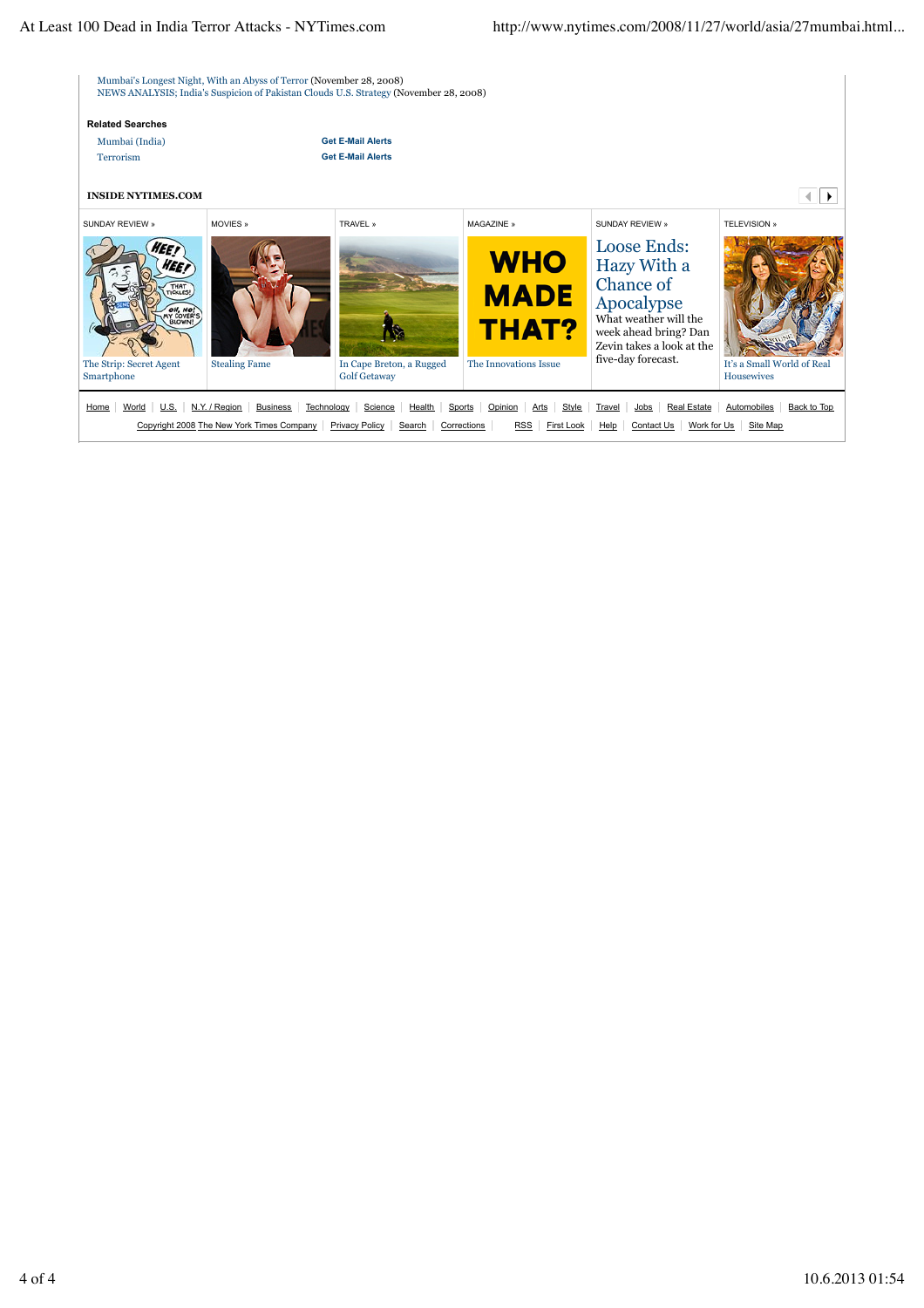Mumbai's Longest Night, With an Abyss of Terror (November 28, 2008)
NEWS ANALYSIS; India's Suspicion of Pakistan Clouds U.S. Strategy (November 28, 2008)

**Related Searches**

- Mumbai (India) — Get E-Mail Alerts
- Terrorism — Get E-Mail Alerts

**INSIDE NYTIMES.COM**

SUNDAY REVIEW »
The Strip: Secret Agent Smartphone

MOVIES »
Stealing Fame

TRAVEL »
In Cape Breton, a Rugged Golf Getaway

MAGAZINE »
WHO MADE THAT?
The Innovations Issue

SUNDAY REVIEW »
Loose Ends: Hazy With a Chance of Apocalypse
What weather will the week ahead bring? Dan Zevin takes a look at the five-day forecast.

TELEVISION »
It's a Small World of Real Housewives

Home | World | U.S. | N.Y. / Region | Business | Technology | Science | Health | Sports | Opinion | Arts | Style | Travel | Jobs | Real Estate | Automobiles | Back to Top

Copyright 2008 The New York Times Company | Privacy Policy | Search | Corrections | RSS | First Look | Help | Contact Us | Work for Us | Site Map